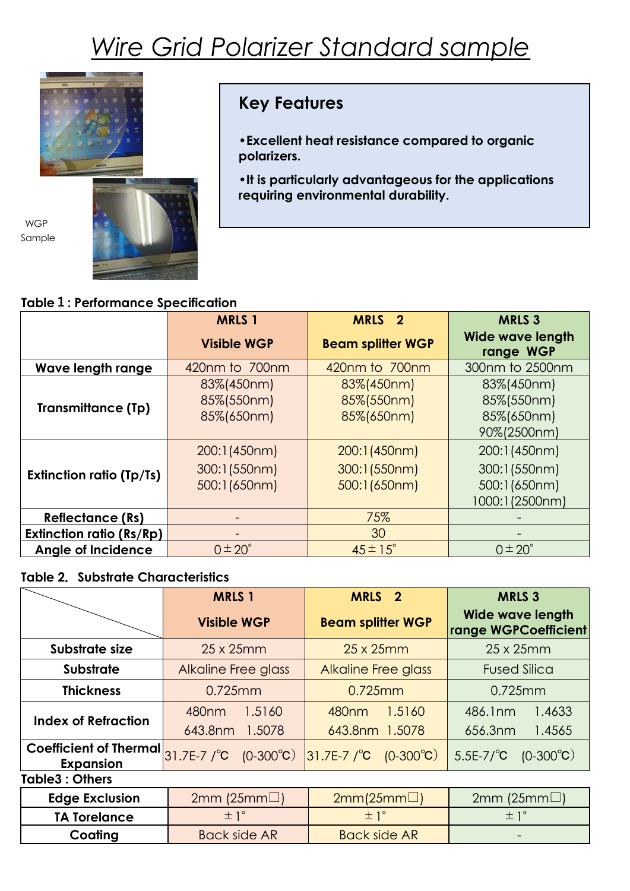# Wire Grid Polarizer Standard sample

WGP Sample

## Key Features

- **Excellent heat resistance compared to organic polarizers.**
- **It is particularly advantageous for the applications requiring environmental durability.**

**Table１: Performance Specification**

| | MRLS 1 Visible WGP | MRLS 2 Beam splitter WGP | MRLS 3 Wide wave length range WGP |
|---|---|---|---|
| **Wave length range** | 420nm to 700nm | 420nm to 700nm | 300nm to 2500nm |
| **Transmittance (Tp)** | 83%(450nm)<br>85%(550nm)<br>85%(650nm) | 83%(450nm)<br>85%(550nm)<br>85%(650nm) | 83%(450nm)<br>85%(550nm)<br>85%(650nm)<br>90%(2500nm) |
| **Extinction ratio (Tp/Ts)** | 200:1(450nm)<br>300:1(550nm)<br>500:1(650nm) | 200:1(450nm)<br>300:1(550nm)<br>500:1(650nm) | 200:1(450nm)<br>300:1(550nm)<br>500:1(650nm)<br>1000:1(2500nm) |
| **Reflectance (Rs)** | - | 75% | - |
| **Extinction ratio (Rs/Rp)** | - | 30 | - |
| **Angle of Incidence** | 0±20° | 45±15° | 0±20° |

**Table 2. Substrate Characteristics**

| | MRLS 1 Visible WGP | MRLS 2 Beam splitter WGP | MRLS 3 Wide wave length range WGPCoefficient |
|---|---|---|---|
| **Substrate size** | 25 x 25mm | 25 x 25mm | 25 x 25mm |
| **Substrate** | Alkaline Free glass | Alkaline Free glass | Fused Silica |
| **Thickness** | 0.725mm | 0.725mm | 0.725mm |
| **Index of Refraction** | 480nm 1.5160<br>643.8nm 1.5078 | 480nm 1.5160<br>643.8nm 1.5078 | 486.1nm 1.4633<br>656.3nm 1.4565 |
| **Coefficient of Thermal Expansion** | 31.7E-7 /℃ (0-300℃) | 31.7E-7 /℃ (0-300℃) | 5.5E-7/℃ (0-300℃) |

**Table3 : Others**

| | | | |
|---|---|---|---|
| **Edge Exclusion** | 2mm (25mm□) | 2mm(25mm□) | 2mm (25mm□) |
| **TA Torelance** | ±1° | ±1° | ±1° |
| **Coating** | Back side AR | Back side AR | - |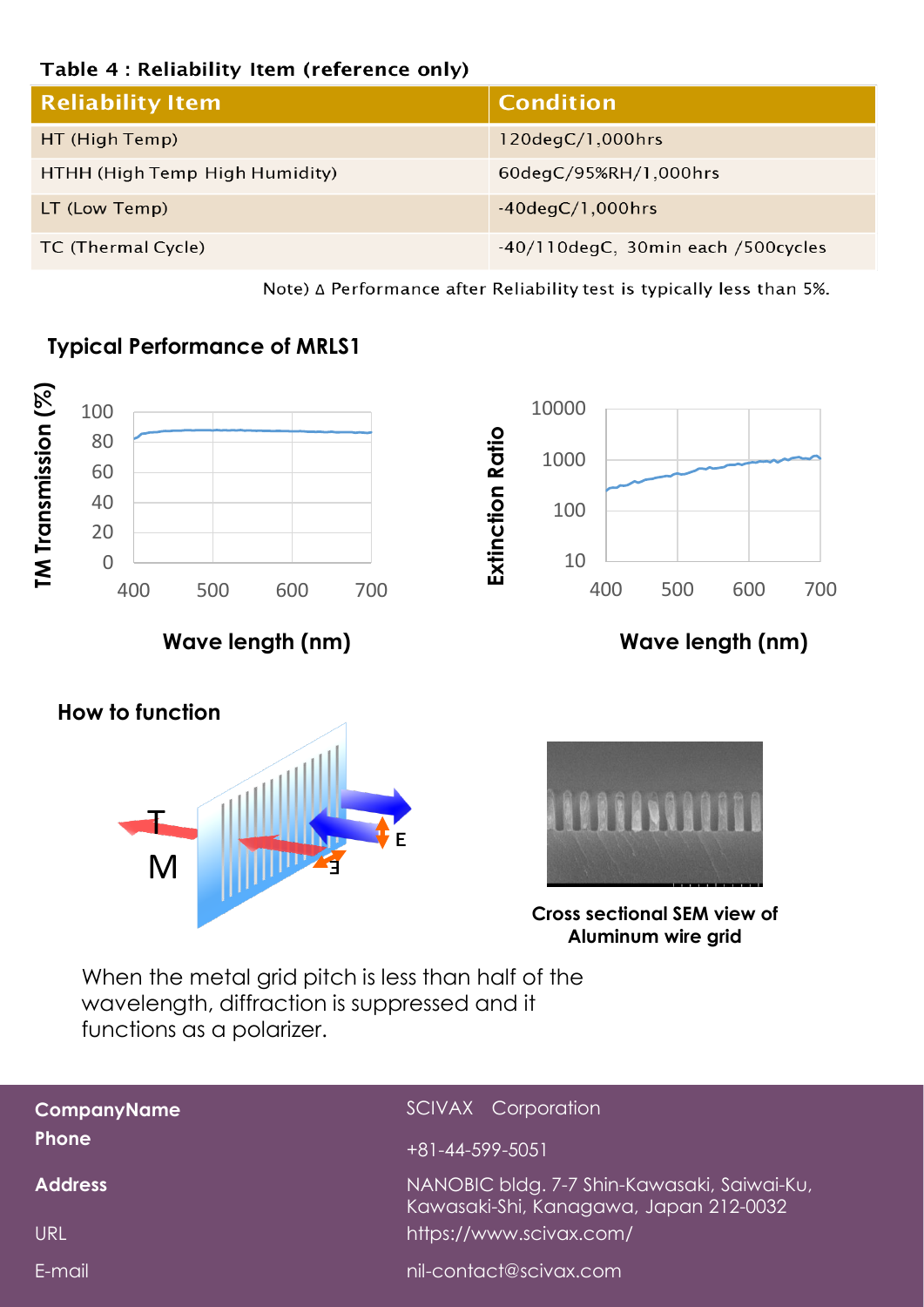### Table 4 : Reliability Item (reference only)

| Reliability Item | Condition |
| --- | --- |
| HT (High Temp) | 120degC/1,000hrs |
| HTHH (High Temp High Humidity) | 60degC/95%RH/1,000hrs |
| LT (Low Temp) | -40degC/1,000hrs |
| TC (Thermal Cycle) | -40/110degC, 30min each /500cycles |

Note) Δ Performance after Reliability test is typically less than 5%.

## Typical Performance of MRLS1

TM Transmission (%)
100
80
60
40
20
0
400 500 600 700
Wave length (nm)

Extinction Ratio
10000
1000
100
10
400 500 600 700
Wave length (nm)

## How to function

TM
E
E

Cross sectional SEM view of Aluminum wire grid

When the metal grid pitch is less than half of the wavelength, diffraction is suppressed and it functions as a polarizer.

| | |
| --- | --- |
| **CompanyName** | SCIVAX Corporation |
| **Phone** | +81-44-599-5051 |
| **Address** | NANOBIC bldg. 7-7 Shin-Kawasaki, Saiwai-Ku, Kawasaki-Shi, Kanagawa, Japan 212-0032 |
| URL | https://www.scivax.com/ |
| E-mail | nil-contact@scivax.com |